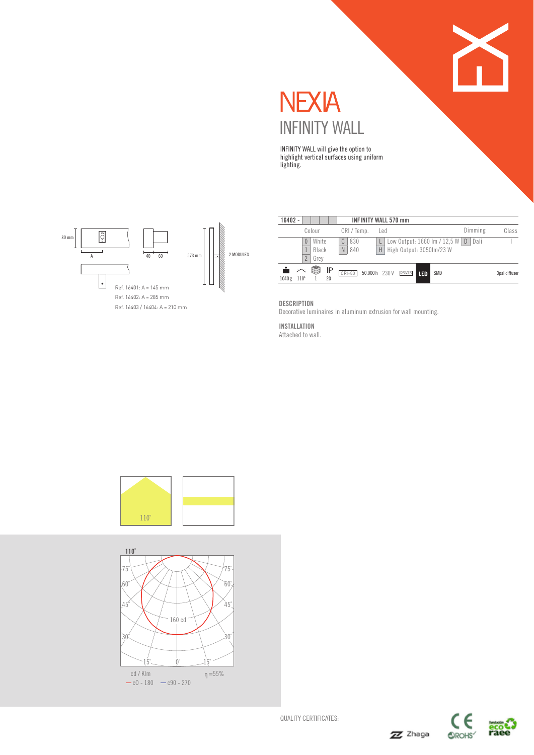# NEXIA

## INFINITY WALL

INFINITY WALL will give the option to highlight vertical surfaces using uniform lighting.

80 mm

A

40 60

573 mm

2 MODULES

Ref. 16401: A = 145 mm

Ref. 16402: A = 285 mm

Ref. 16403 / 16404: A = 210 mm

| 16402 - | | INFINITY WALL 570 mm | | |
|---|---|---|---|---|
| Colour | CRI / Temp. | Led | Dimming | Class |
| 0 White | C 830 | L Low Output: 1660 lm / 12,5 W | D Dali | I |
| 1 Black | N 840 | H High Output: 3050lm/23 W | | |
| 2 Grey | | | | |

1040 g | 110° | 1 | IP 20 | CRI>80 | 50.000 h | 230 V | DRIVER | LED | SMD | Opal diffuser

### DESCRIPTION

Decorative luminaires in aluminum extrusion for wall mounting.

### INSTALLATION

Attached to wall.

110°

110°

75° 75°

60° 60°

45° 45°

160 cd

30° 30°

15° 0° 15°

cd / Klm η =55%

— c0 - 180 — c90 - 270

QUALITY CERTIFICATES:

Zhaga CE ROHS eco raee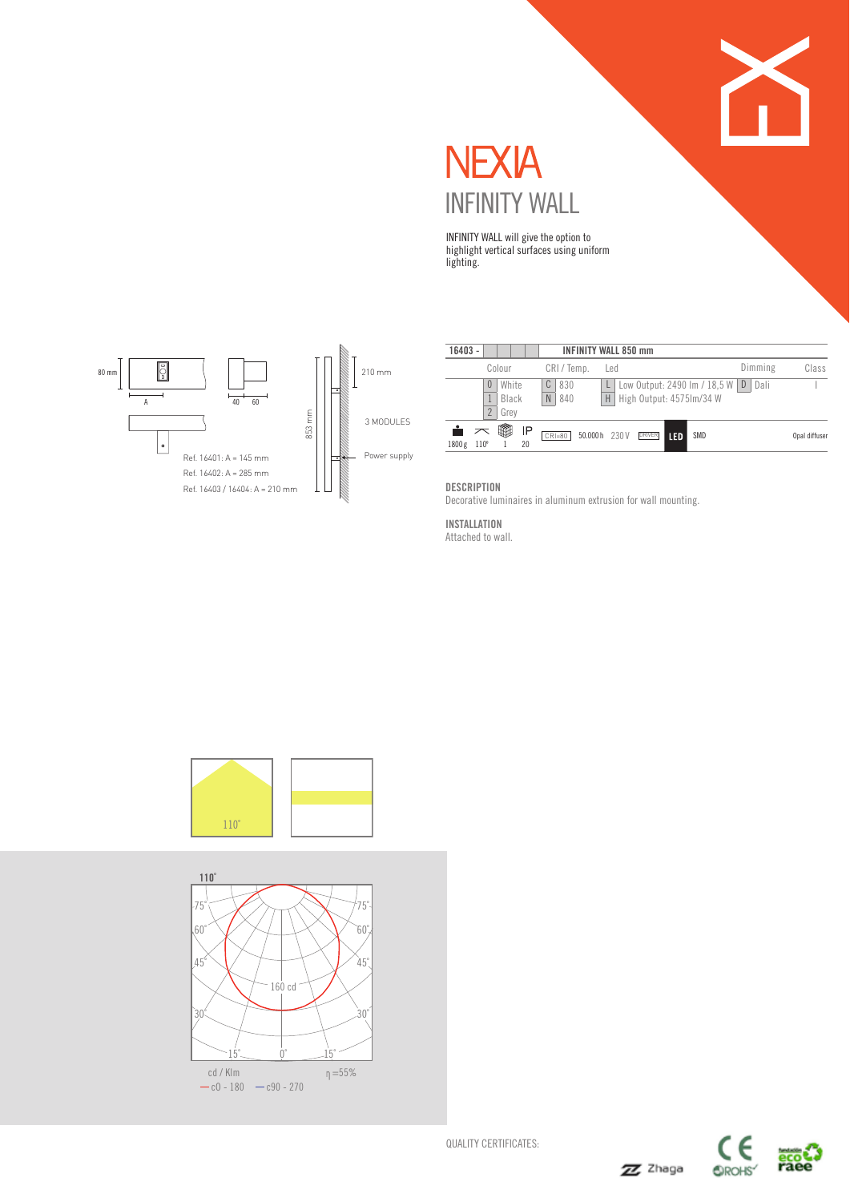# NEXIA

## INFINITY WALL

INFINITY WALL will give the option to highlight vertical surfaces using uniform lighting.

80 mm

A

40 60

Ref. 16401: A = 145 mm

Ref. 16402: A = 285 mm

Ref. 16403 / 16404: A = 210 mm

853 mm

210 mm

3 MODULES

Power supply

| 16403 - | INFINITY WALL 850 mm | | | |
|---|---|---|---|---|
| Colour | CRI / Temp. | Led | Dimming | Class |
| 0 White | C 830 | L Low Output: 2490 lm / 18,5 W | D Dali | I |
| 1 Black | N 840 | H High Output: 4575lm/34 W | | |
| 2 Grey | | | | |

1800 g · 110° · 1 · IP 20 · CRI≥80 · 50.000 h · 230 V · DRIVER · LED SMD · Opal diffuser

### DESCRIPTION

Decorative luminaires in aluminum extrusion for wall mounting.

### INSTALLATION

Attached to wall.

110°

110°

75° 75°
60° 60°
45° 45°
160 cd
30° 30°
15° 0° 15°

cd / Klm  η =55%

— c0 - 180  — c90 - 270

QUALITY CERTIFICATES: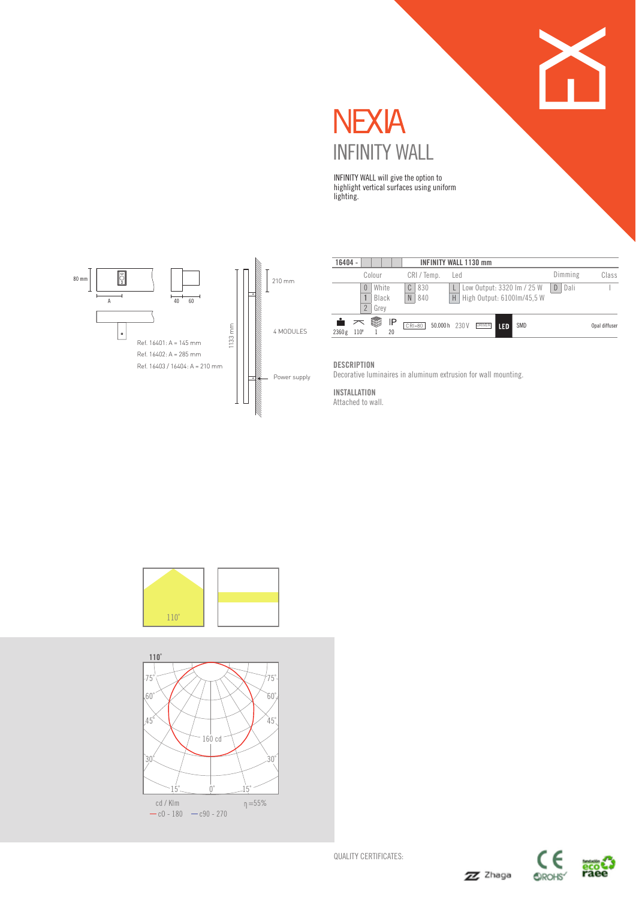# NEXIA

## INFINITY WALL

INFINITY WALL will give the option to highlight vertical surfaces using uniform lighting.

80 mm

A

40 60

Ref. 16401: A = 145 mm

Ref. 16402: A = 285 mm

Ref. 16403 / 16404: A = 210 mm

1133 mm

210 mm

4 MODULES

Power supply

| 16404 - | | INFINITY WALL 1130 mm | | | | | | |
|---|---|---|---|---|---|---|---|---|
| | Colour | | CRI / Temp. | | Led | | Dimming | Class |
| | 0 | White | C | 830 | L | Low Output: 3320 lm / 25 W | D Dali | I |
| | 1 | Black | N | 840 | H | High Output: 6100lm/45,5 W | | |
| | 2 | Grey | | | | | | |

2360 g | 110º | 1 | IP 20 | CRI>80 | 50.000 h | 230 V | DRIVER | LED | SMD | Opal diffuser

### DESCRIPTION

Decorative luminaires in aluminum extrusion for wall mounting.

### INSTALLATION

Attached to wall.

110°

110°

75° 75°

60° 60°

45° 45°

160 cd

30° 30°

15° 0° 15°

cd / Klm η =55%

— c0 - 180 — c90 - 270

QUALITY CERTIFICATES: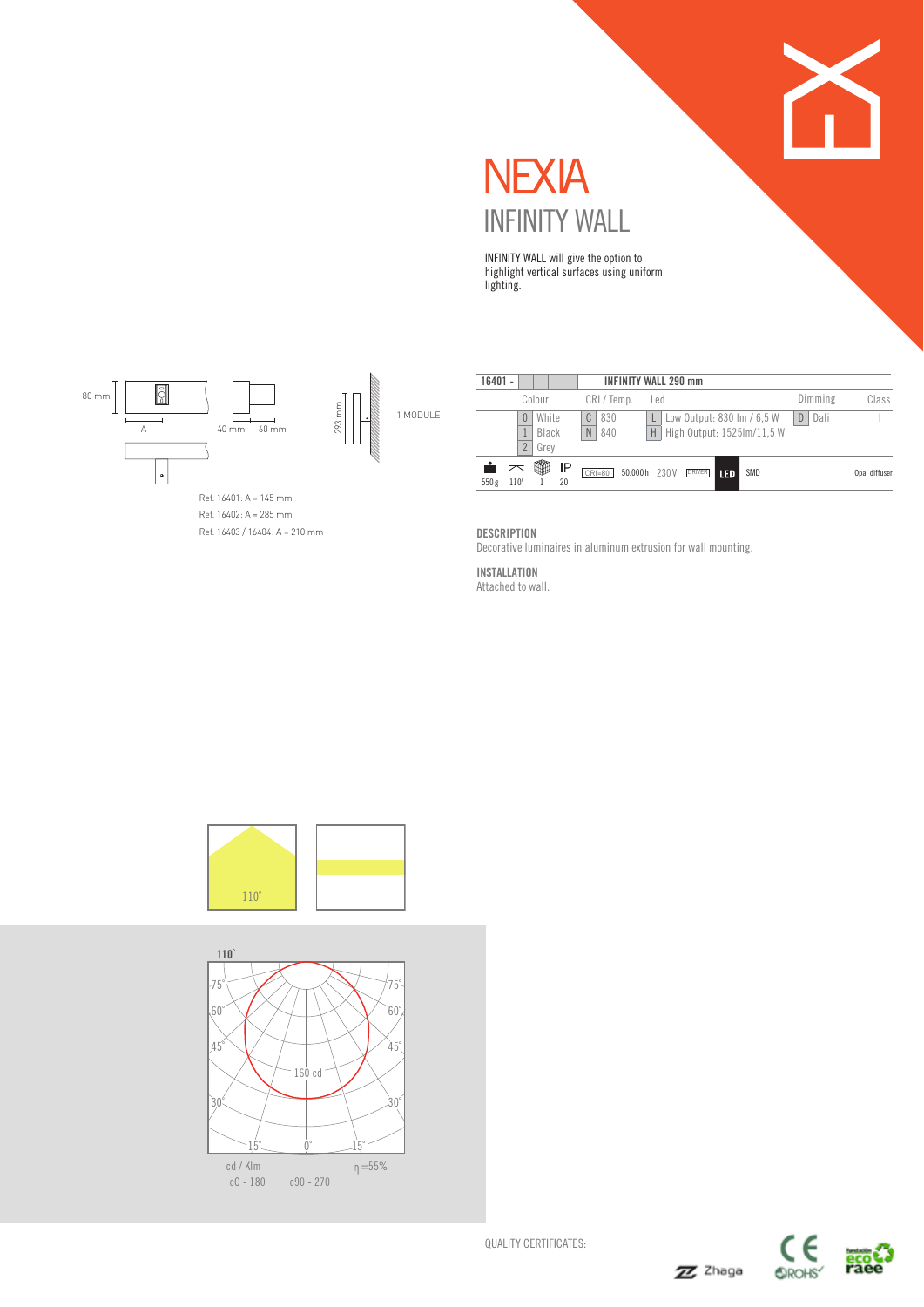# NEXIA

## INFINITY WALL

INFINITY WALL will give the option to highlight vertical surfaces using uniform lighting.

80 mm

A

40 mm 60 mm

293 mm

1 MODULE

Ref. 16401: A = 145 mm

Ref. 16402: A = 285 mm

Ref. 16403 / 16404: A = 210 mm

| 16401 - | | | INFINITY WALL 290 mm | | |
|---|---|---|---|---|---|
| | Colour | CRI / Temp. | Led | Dimming | Class |
| | 0 White | C 830 | L Low Output: 830 lm / 6,5 W | D Dali | I |
| | 1 Black | N 840 | H High Output: 1525lm/11,5 W | | |
| | 2 Grey | | | | |

550 g | 110° | 1 | IP 20 | CRI≥80 | 50.000 h | 230 V | DRIVER | LED | SMD | Opal diffuser

### DESCRIPTION

Decorative luminaires in aluminum extrusion for wall mounting.

### INSTALLATION

Attached to wall.

110°

110°

75° 75°

60° 60°

45° 45°

160 cd

30° 30°

15° 0° 15°

cd / Klm

η =55%

— c0 - 180 — c90 - 270

QUALITY CERTIFICATES: